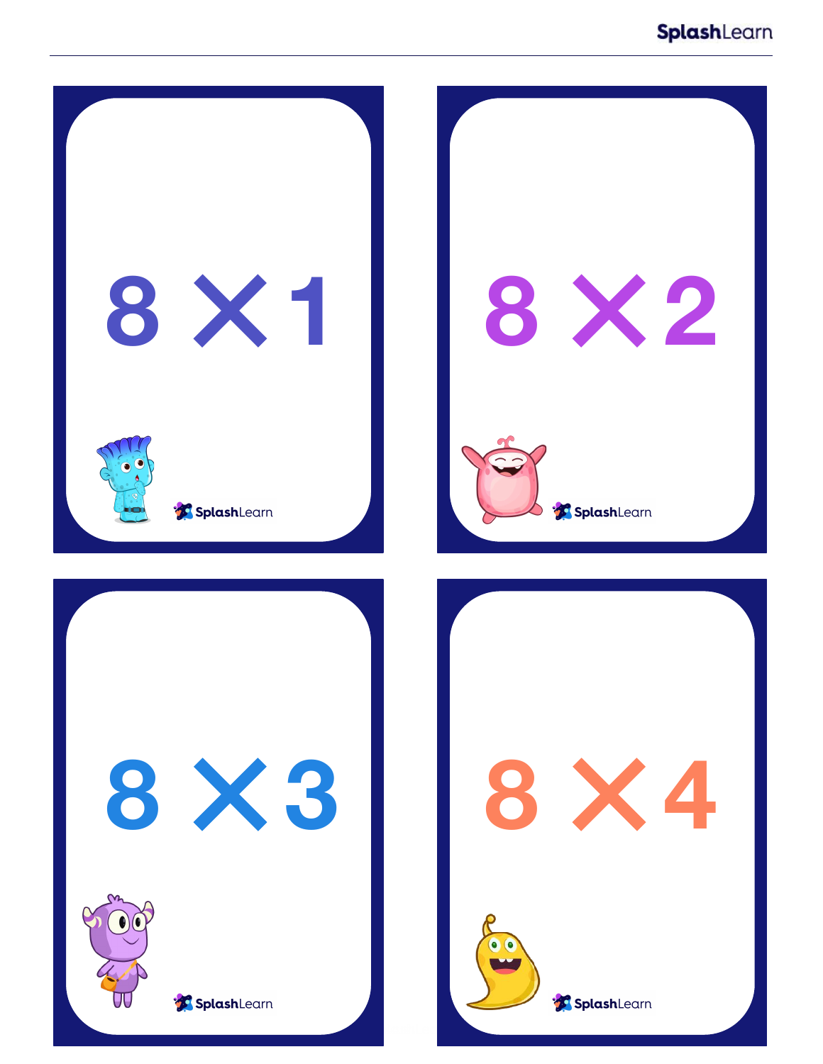$8 \times 1$

SplashLearn

$8 \times 2$

SplashLearn

$8 \times 3$

SplashLearn

$8 \times 4$

SplashLearn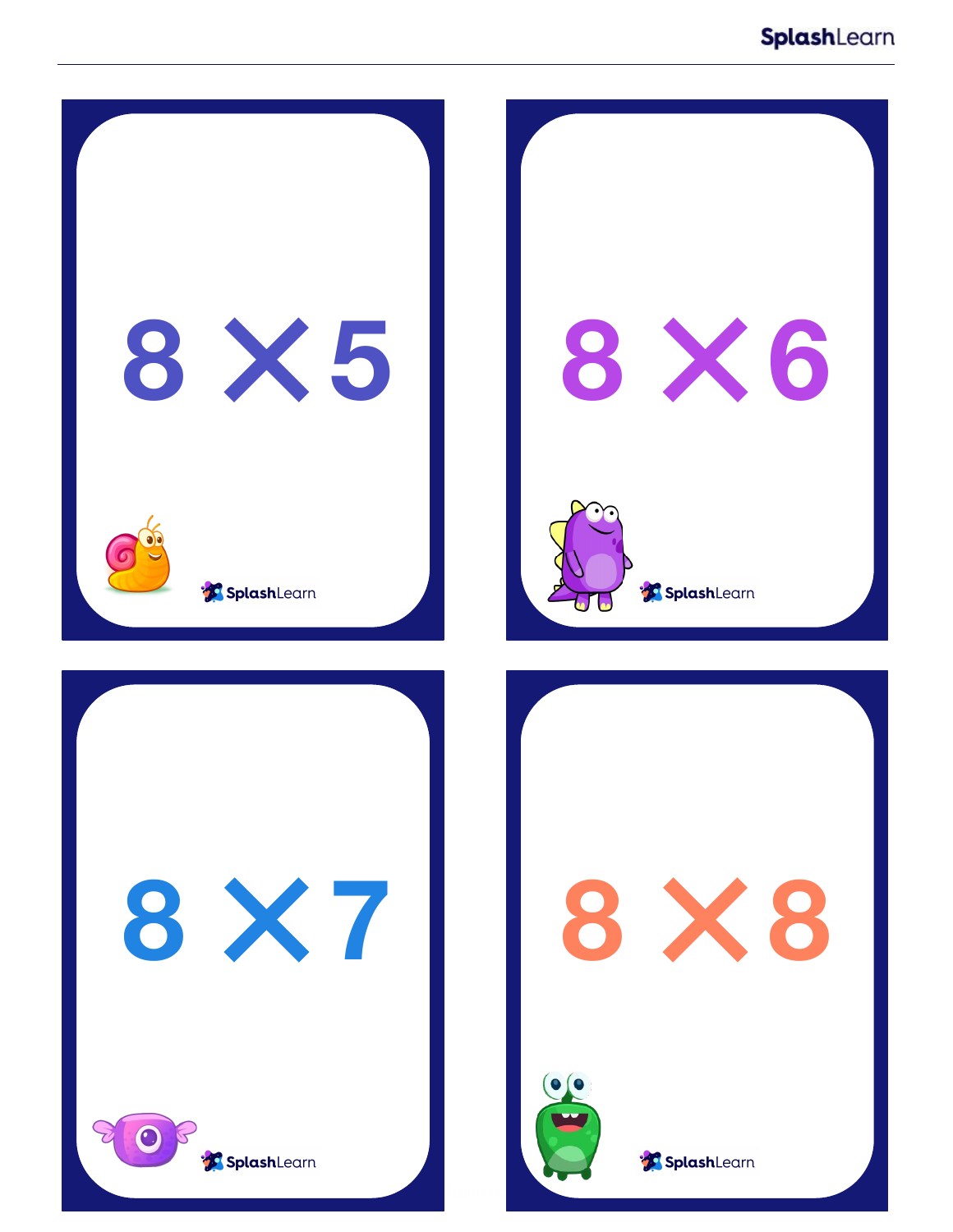$8 \times 5$

SplashLearn

$8 \times 6$

SplashLearn

$8 \times 7$

SplashLearn

$8 \times 8$

SplashLearn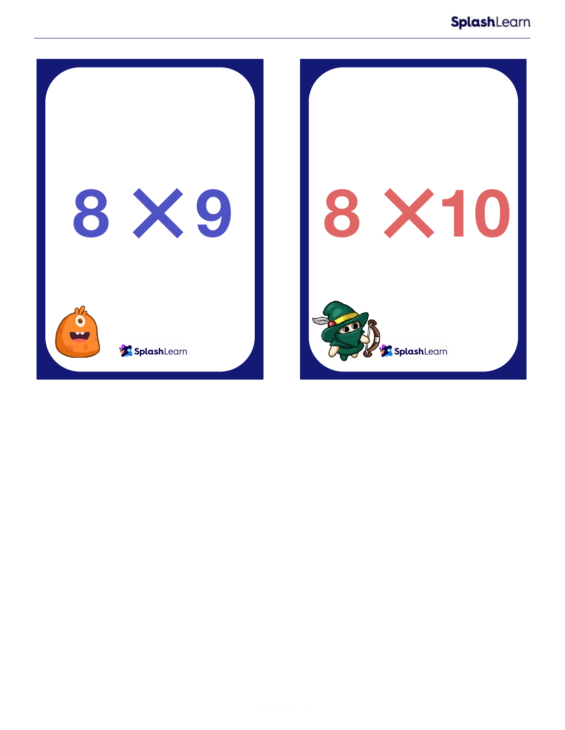$8 \times 9$

SplashLearn

$8 \times 10$

SplashLearn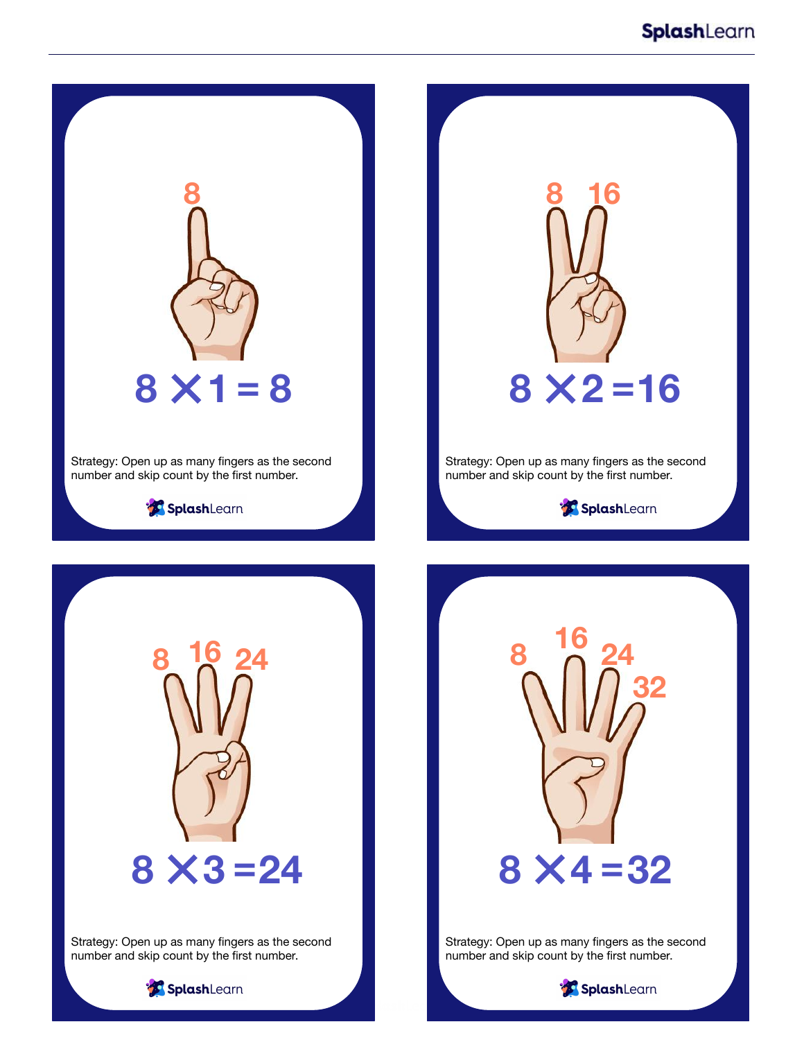8

$8 \times 1 = 8$

Strategy: Open up as many fingers as the second number and skip count by the first number.

8 16

$8 \times 2 = 16$

Strategy: Open up as many fingers as the second number and skip count by the first number.

8 16 24

$8 \times 3 = 24$

Strategy: Open up as many fingers as the second number and skip count by the first number.

8 16 24 32

$8 \times 4 = 32$

Strategy: Open up as many fingers as the second number and skip count by the first number.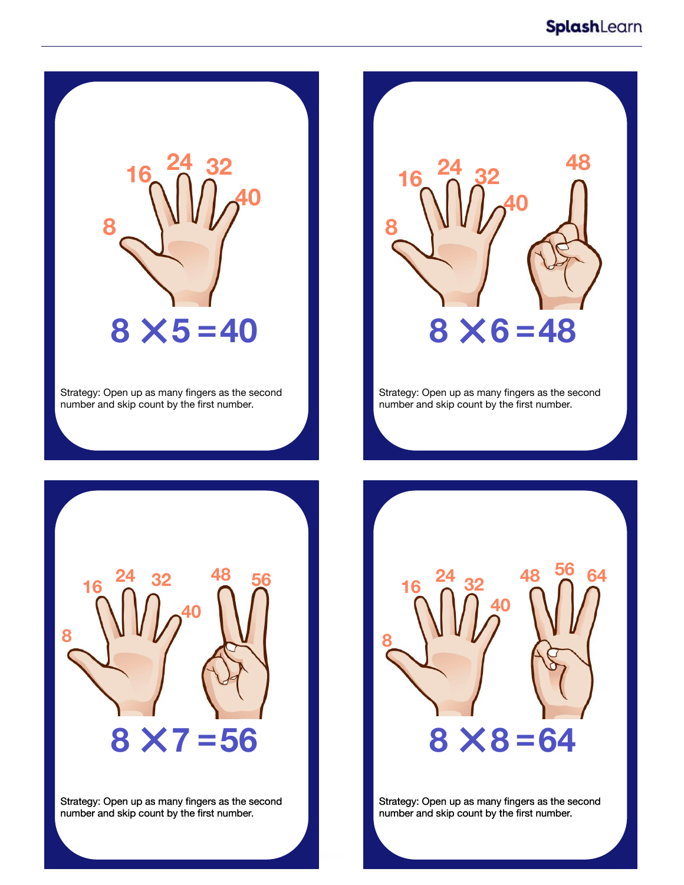8 16 24 32 40

$$8 \times 5 = 40$$

Strategy: Open up as many fingers as the second number and skip count by the first number.

8 16 24 32 40 48

$$8 \times 6 = 48$$

Strategy: Open up as many fingers as the second number and skip count by the first number.

8 16 24 32 40 48 56

$$8 \times 7 = 56$$

Strategy: Open up as many fingers as the second number and skip count by the first number.

8 16 24 32 40 48 56 64

$$8 \times 8 = 64$$

Strategy: Open up as many fingers as the second number and skip count by the first number.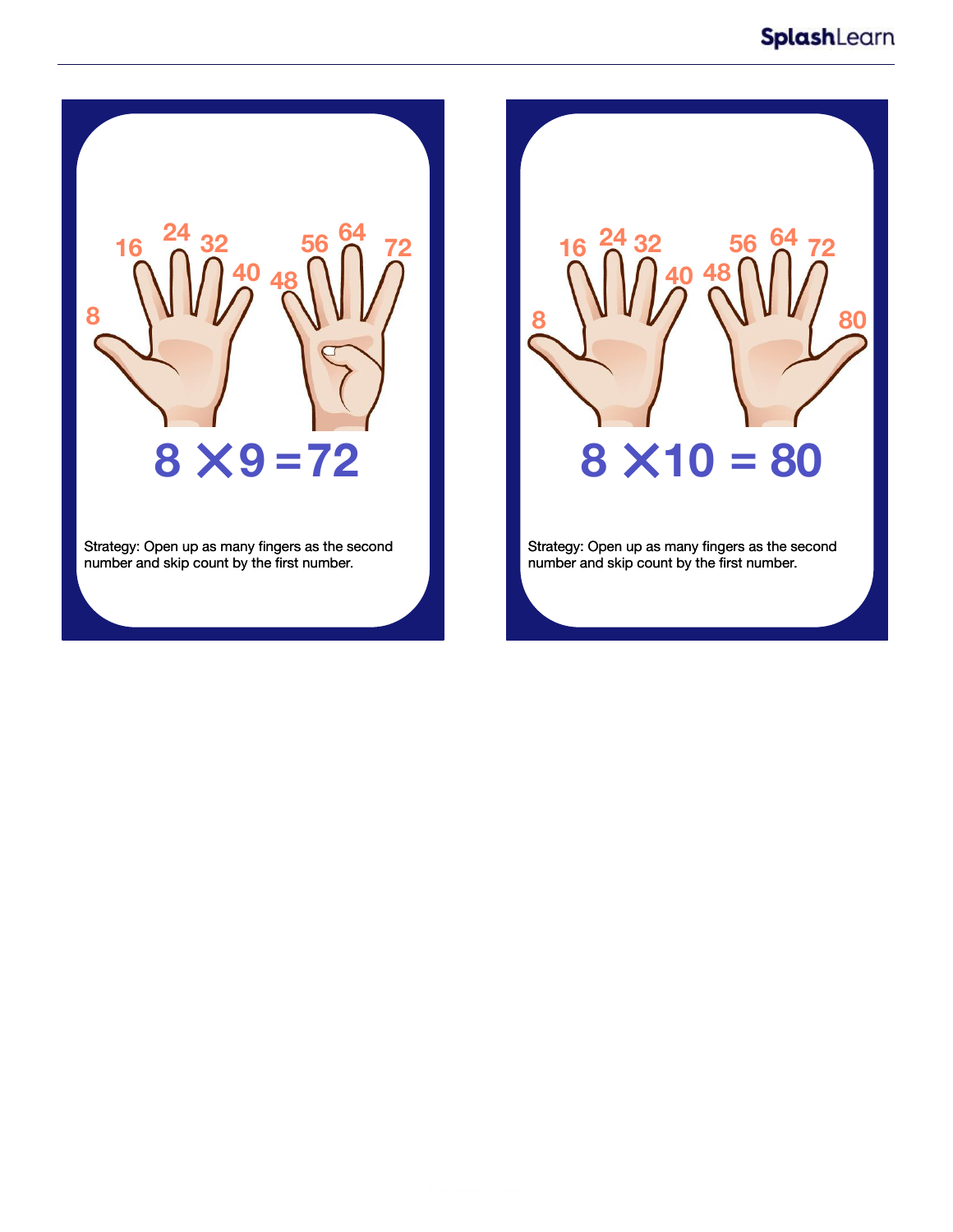8 16 24 32 40 48 56 64 72

$8 \times 9 = 72$

Strategy: Open up as many fingers as the second number and skip count by the first number.

8 16 24 32 40 48 56 64 72 80

$8 \times 10 = 80$

Strategy: Open up as many fingers as the second number and skip count by the first number.